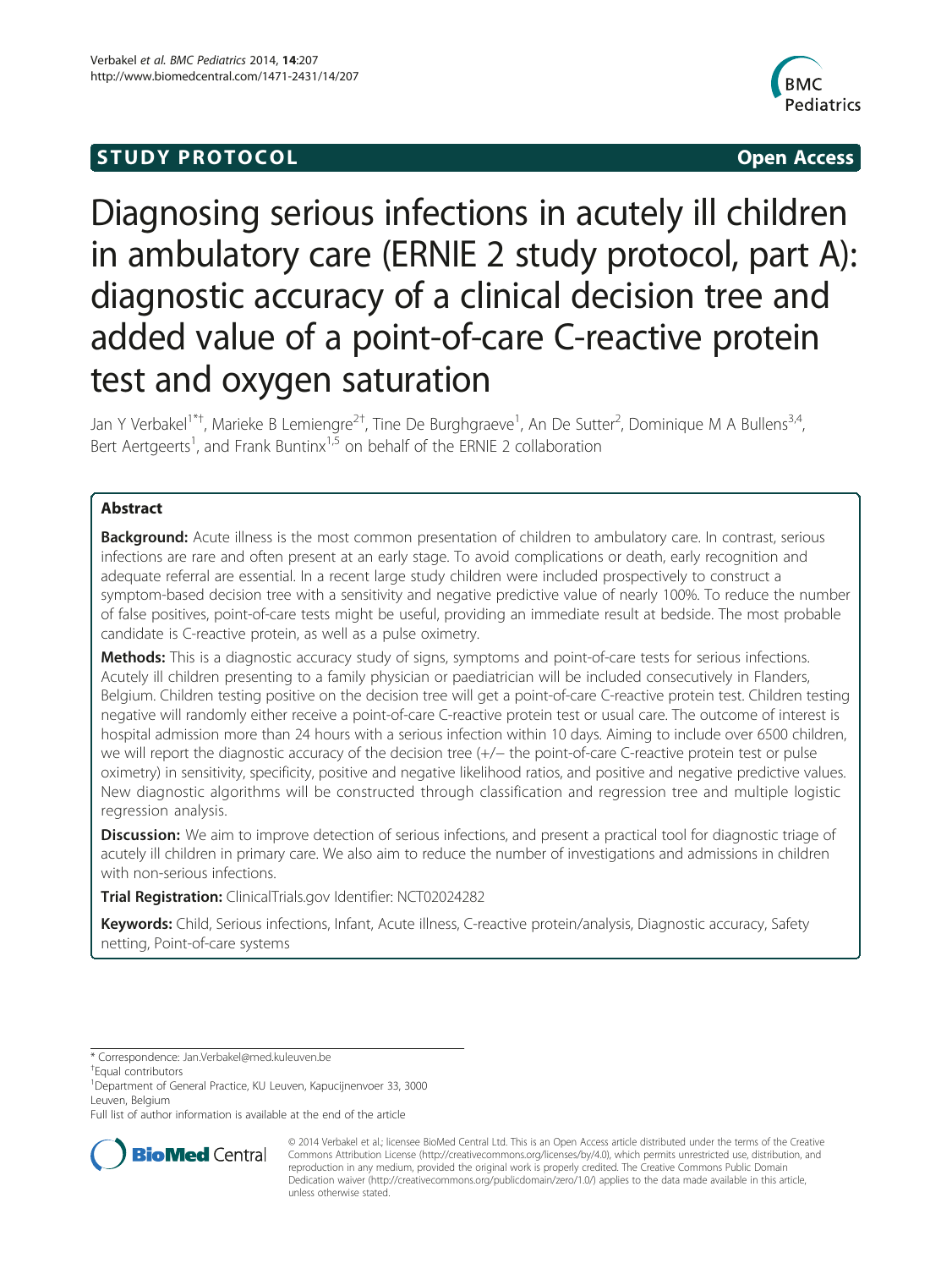STUDY PROTOCOL Open Access

# Diagnosing serious infections in acutely ill children in ambulatory care (ERNIE 2 study protocol, part A): diagnostic accuracy of a clinical decision tree and added value of a point-of-care C-reactive protein test and oxygen saturation

Jan Y Verbakel[1*†], Marieke B Lemiengre[2†], Tine De Burghgraeve[1], An De Sutter[2], Dominique M A Bullens[3,4], Bert Aertgeerts[1], and Frank Buntinx[1,5] on behalf of the ERNIE 2 collaboration

## Abstract

**Background:** Acute illness is the most common presentation of children to ambulatory care. In contrast, serious infections are rare and often present at an early stage. To avoid complications or death, early recognition and adequate referral are essential. In a recent large study children were included prospectively to construct a symptom-based decision tree with a sensitivity and negative predictive value of nearly 100%. To reduce the number of false positives, point-of-care tests might be useful, providing an immediate result at bedside. The most probable candidate is C-reactive protein, as well as a pulse oximetry.

**Methods:** This is a diagnostic accuracy study of signs, symptoms and point-of-care tests for serious infections. Acutely ill children presenting to a family physician or paediatrician will be included consecutively in Flanders, Belgium. Children testing positive on the decision tree will get a point-of-care C-reactive protein test. Children testing negative will randomly either receive a point-of-care C-reactive protein test or usual care. The outcome of interest is hospital admission more than 24 hours with a serious infection within 10 days. Aiming to include over 6500 children, we will report the diagnostic accuracy of the decision tree (+/− the point-of-care C-reactive protein test or pulse oximetry) in sensitivity, specificity, positive and negative likelihood ratios, and positive and negative predictive values. New diagnostic algorithms will be constructed through classification and regression tree and multiple logistic regression analysis.

**Discussion:** We aim to improve detection of serious infections, and present a practical tool for diagnostic triage of acutely ill children in primary care. We also aim to reduce the number of investigations and admissions in children with non-serious infections.

**Trial Registration:** ClinicalTrials.gov Identifier: NCT02024282

**Keywords:** Child, Serious infections, Infant, Acute illness, C-reactive protein/analysis, Diagnostic accuracy, Safety netting, Point-of-care systems

---

\* Correspondence: Jan.Verbakel@med.kuleuven.be

†Equal contributors

[1]Department of General Practice, KU Leuven, Kapucijnenvoer 33, 3000 Leuven, Belgium

Full list of author information is available at the end of the article

© 2014 Verbakel et al.; licensee BioMed Central Ltd. This is an Open Access article distributed under the terms of the Creative Commons Attribution License (http://creativecommons.org/licenses/by/4.0), which permits unrestricted use, distribution, and reproduction in any medium, provided the original work is properly credited. The Creative Commons Public Domain Dedication waiver (http://creativecommons.org/publicdomain/zero/1.0/) applies to the data made available in this article, unless otherwise stated.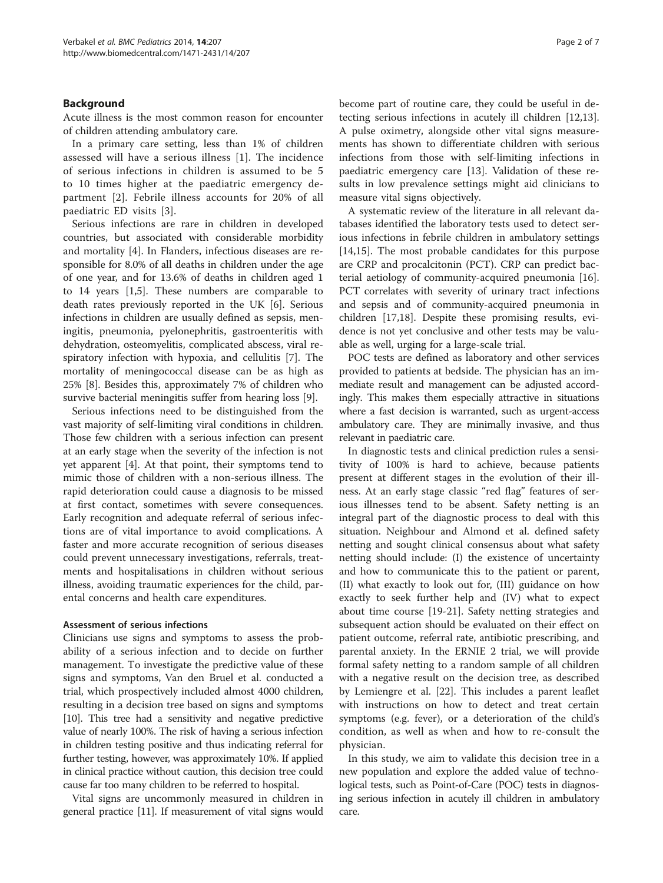## Background

Acute illness is the most common reason for encounter of children attending ambulatory care.

In a primary care setting, less than 1% of children assessed will have a serious illness [1]. The incidence of serious infections in children is assumed to be 5 to 10 times higher at the paediatric emergency department [2]. Febrile illness accounts for 20% of all paediatric ED visits [3].

Serious infections are rare in children in developed countries, but associated with considerable morbidity and mortality [4]. In Flanders, infectious diseases are responsible for 8.0% of all deaths in children under the age of one year, and for 13.6% of deaths in children aged 1 to 14 years [1,5]. These numbers are comparable to death rates previously reported in the UK [6]. Serious infections in children are usually defined as sepsis, meningitis, pneumonia, pyelonephritis, gastroenteritis with dehydration, osteomyelitis, complicated abscess, viral respiratory infection with hypoxia, and cellulitis [7]. The mortality of meningococcal disease can be as high as 25% [8]. Besides this, approximately 7% of children who survive bacterial meningitis suffer from hearing loss [9].

Serious infections need to be distinguished from the vast majority of self-limiting viral conditions in children. Those few children with a serious infection can present at an early stage when the severity of the infection is not yet apparent [4]. At that point, their symptoms tend to mimic those of children with a non-serious illness. The rapid deterioration could cause a diagnosis to be missed at first contact, sometimes with severe consequences. Early recognition and adequate referral of serious infections are of vital importance to avoid complications. A faster and more accurate recognition of serious diseases could prevent unnecessary investigations, referrals, treatments and hospitalisations in children without serious illness, avoiding traumatic experiences for the child, parental concerns and health care expenditures.

### Assessment of serious infections

Clinicians use signs and symptoms to assess the probability of a serious infection and to decide on further management. To investigate the predictive value of these signs and symptoms, Van den Bruel et al. conducted a trial, which prospectively included almost 4000 children, resulting in a decision tree based on signs and symptoms [10]. This tree had a sensitivity and negative predictive value of nearly 100%. The risk of having a serious infection in children testing positive and thus indicating referral for further testing, however, was approximately 10%. If applied in clinical practice without caution, this decision tree could cause far too many children to be referred to hospital.

Vital signs are uncommonly measured in children in general practice [11]. If measurement of vital signs would become part of routine care, they could be useful in detecting serious infections in acutely ill children [12,13]. A pulse oximetry, alongside other vital signs measurements has shown to differentiate children with serious infections from those with self-limiting infections in paediatric emergency care [13]. Validation of these results in low prevalence settings might aid clinicians to measure vital signs objectively.

A systematic review of the literature in all relevant databases identified the laboratory tests used to detect serious infections in febrile children in ambulatory settings [14,15]. The most probable candidates for this purpose are CRP and procalcitonin (PCT). CRP can predict bacterial aetiology of community-acquired pneumonia [16]. PCT correlates with severity of urinary tract infections and sepsis and of community-acquired pneumonia in children [17,18]. Despite these promising results, evidence is not yet conclusive and other tests may be valuable as well, urging for a large-scale trial.

POC tests are defined as laboratory and other services provided to patients at bedside. The physician has an immediate result and management can be adjusted accordingly. This makes them especially attractive in situations where a fast decision is warranted, such as urgent-access ambulatory care. They are minimally invasive, and thus relevant in paediatric care.

In diagnostic tests and clinical prediction rules a sensitivity of 100% is hard to achieve, because patients present at different stages in the evolution of their illness. At an early stage classic "red flag" features of serious illnesses tend to be absent. Safety netting is an integral part of the diagnostic process to deal with this situation. Neighbour and Almond et al. defined safety netting and sought clinical consensus about what safety netting should include: (I) the existence of uncertainty and how to communicate this to the patient or parent, (II) what exactly to look out for, (III) guidance on how exactly to seek further help and (IV) what to expect about time course [19-21]. Safety netting strategies and subsequent action should be evaluated on their effect on patient outcome, referral rate, antibiotic prescribing, and parental anxiety. In the ERNIE 2 trial, we will provide formal safety netting to a random sample of all children with a negative result on the decision tree, as described by Lemiengre et al. [22]. This includes a parent leaflet with instructions on how to detect and treat certain symptoms (e.g. fever), or a deterioration of the child's condition, as well as when and how to re-consult the physician.

In this study, we aim to validate this decision tree in a new population and explore the added value of technological tests, such as Point-of-Care (POC) tests in diagnosing serious infection in acutely ill children in ambulatory care.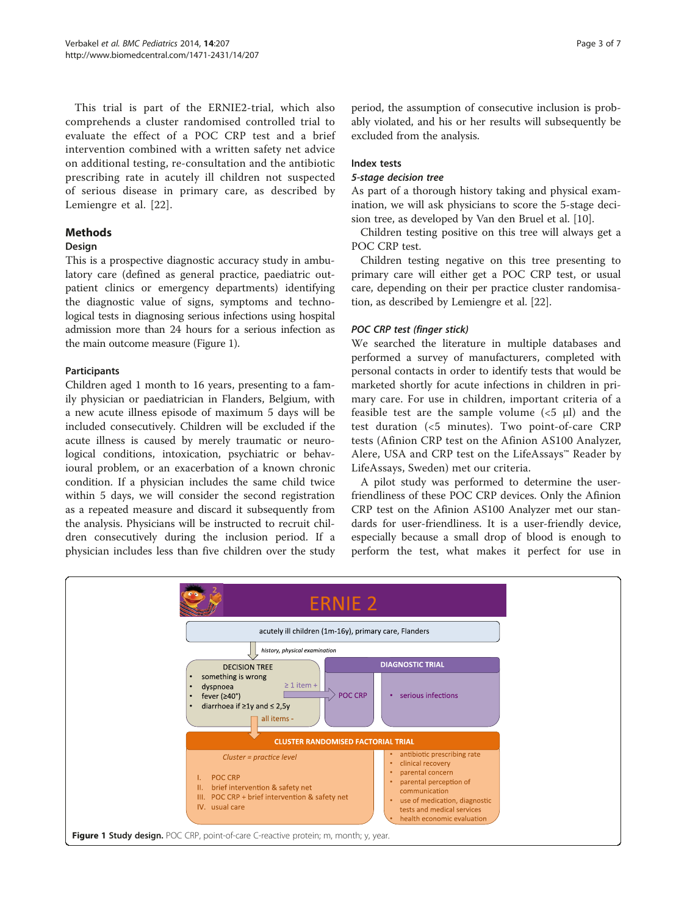This trial is part of the ERNIE2-trial, which also comprehends a cluster randomised controlled trial to evaluate the effect of a POC CRP test and a brief intervention combined with a written safety net advice on additional testing, re-consultation and the antibiotic prescribing rate in acutely ill children not suspected of serious disease in primary care, as described by Lemiengre et al. [22].

## Methods

### Design

This is a prospective diagnostic accuracy study in ambulatory care (defined as general practice, paediatric outpatient clinics or emergency departments) identifying the diagnostic value of signs, symptoms and technological tests in diagnosing serious infections using hospital admission more than 24 hours for a serious infection as the main outcome measure (Figure 1).

### Participants

Children aged 1 month to 16 years, presenting to a family physician or paediatrician in Flanders, Belgium, with a new acute illness episode of maximum 5 days will be included consecutively. Children will be excluded if the acute illness is caused by merely traumatic or neurological conditions, intoxication, psychiatric or behavioural problem, or an exacerbation of a known chronic condition. If a physician includes the same child twice within 5 days, we will consider the second registration as a repeated measure and discard it subsequently from the analysis. Physicians will be instructed to recruit children consecutively during the inclusion period. If a physician includes less than five children over the study period, the assumption of consecutive inclusion is probably violated, and his or her results will subsequently be excluded from the analysis.

### Index tests

#### *5-stage decision tree*

As part of a thorough history taking and physical examination, we will ask physicians to score the 5-stage decision tree, as developed by Van den Bruel et al. [10].

Children testing positive on this tree will always get a POC CRP test.

Children testing negative on this tree presenting to primary care will either get a POC CRP test, or usual care, depending on their per practice cluster randomisation, as described by Lemiengre et al. [22].

#### *POC CRP test (finger stick)*

We searched the literature in multiple databases and performed a survey of manufacturers, completed with personal contacts in order to identify tests that would be marketed shortly for acute infections in children in primary care. For use in children, important criteria of a feasible test are the sample volume (<5 μl) and the test duration (<5 minutes). Two point-of-care CRP tests (Afinion CRP test on the Afinion AS100 Analyzer, Alere, USA and CRP test on the LifeAssays™ Reader by LifeAssays, Sweden) met our criteria.

A pilot study was performed to determine the user-friendliness of these POC CRP devices. Only the Afinion CRP test on the Afinion AS100 Analyzer met our standards for user-friendliness. It is a user-friendly device, especially because a small drop of blood is enough to perform the test, what makes it perfect for use in

ERNIE 2

acutely ill children (1m-16y), primary care, Flanders

*history, physical examination*

DECISION TREE
- something is wrong
- dyspnoea
- fever (≥40°)
- diarrhoea if ≥1y and ≤ 2,5y

≥ 1 item + → POC CRP

DIAGNOSTIC TRIAL
- serious infections

all items -

CLUSTER RANDOMISED FACTORIAL TRIAL

*Cluster = practice level*

I. POC CRP
II. brief intervention & safety net
III. POC CRP + brief intervention & safety net
IV. usual care

- antibiotic prescribing rate
- clinical recovery
- parental concern
- parental perception of communication
- use of medication, diagnostic tests and medical services
- health economic evaluation

**Figure 1 Study design.** POC CRP, point-of-care C-reactive protein; m, month; y, year.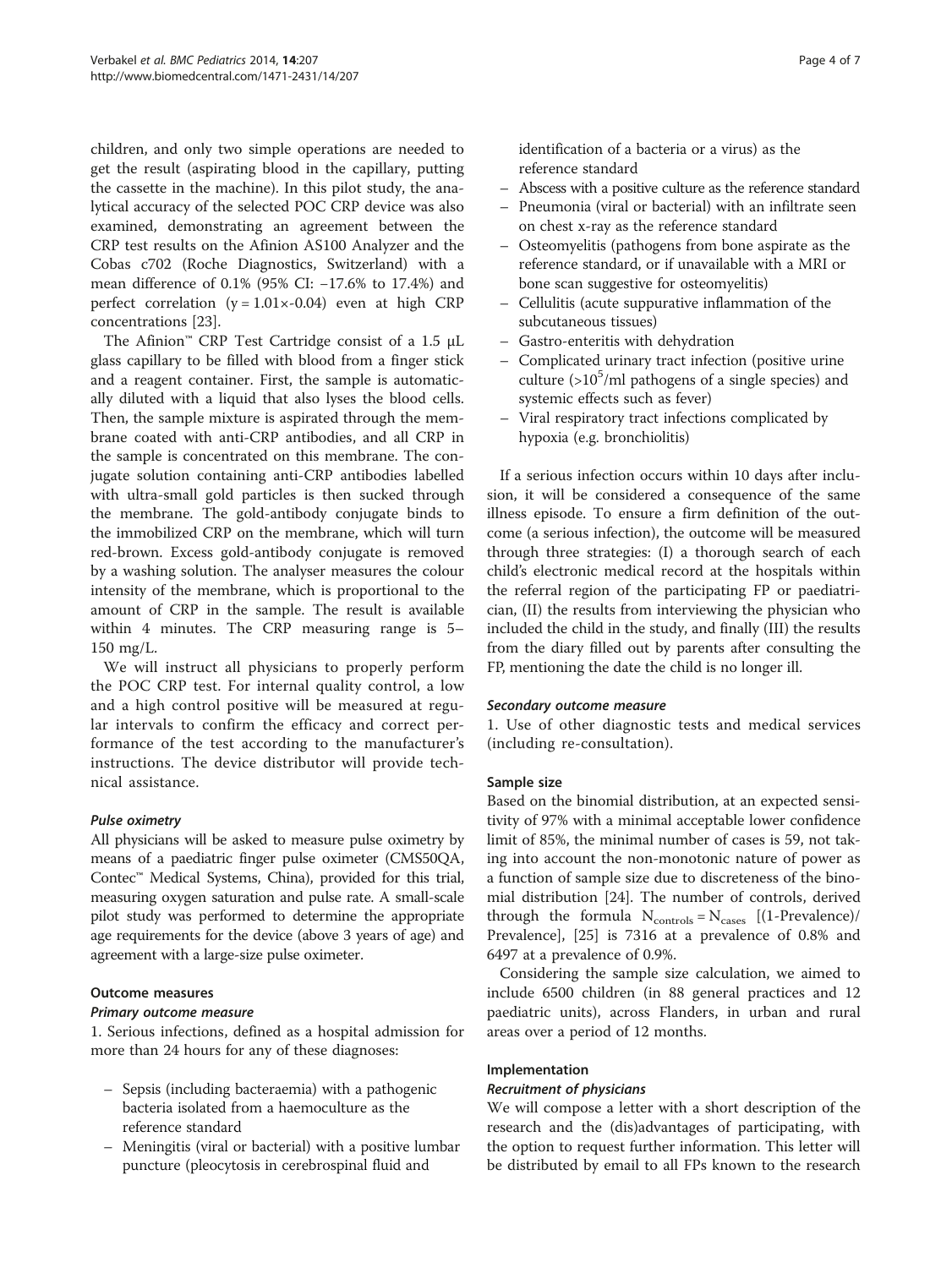children, and only two simple operations are needed to get the result (aspirating blood in the capillary, putting the cassette in the machine). In this pilot study, the analytical accuracy of the selected POC CRP device was also examined, demonstrating an agreement between the CRP test results on the Afinion AS100 Analyzer and the Cobas c702 (Roche Diagnostics, Switzerland) with a mean difference of 0.1% (95% CI: −17.6% to 17.4%) and perfect correlation ($y = 1.01\times-0.04$) even at high CRP concentrations [23].

The Afinion™ CRP Test Cartridge consist of a 1.5 μL glass capillary to be filled with blood from a finger stick and a reagent container. First, the sample is automatically diluted with a liquid that also lyses the blood cells. Then, the sample mixture is aspirated through the membrane coated with anti-CRP antibodies, and all CRP in the sample is concentrated on this membrane. The conjugate solution containing anti-CRP antibodies labelled with ultra-small gold particles is then sucked through the membrane. The gold-antibody conjugate binds to the immobilized CRP on the membrane, which will turn red-brown. Excess gold-antibody conjugate is removed by a washing solution. The analyser measures the colour intensity of the membrane, which is proportional to the amount of CRP in the sample. The result is available within 4 minutes. The CRP measuring range is 5–150 mg/L.

We will instruct all physicians to properly perform the POC CRP test. For internal quality control, a low and a high control positive will be measured at regular intervals to confirm the efficacy and correct performance of the test according to the manufacturer's instructions. The device distributor will provide technical assistance.

#### *Pulse oximetry*

All physicians will be asked to measure pulse oximetry by means of a paediatric finger pulse oximeter (CMS50QA, Contec™ Medical Systems, China), provided for this trial, measuring oxygen saturation and pulse rate. A small-scale pilot study was performed to determine the appropriate age requirements for the device (above 3 years of age) and agreement with a large-size pulse oximeter.

### Outcome measures

#### *Primary outcome measure*

1. Serious infections, defined as a hospital admission for more than 24 hours for any of these diagnoses:

- Sepsis (including bacteraemia) with a pathogenic bacteria isolated from a haemoculture as the reference standard
- Meningitis (viral or bacterial) with a positive lumbar puncture (pleocytosis in cerebrospinal fluid and identification of a bacteria or a virus) as the reference standard
- Abscess with a positive culture as the reference standard
- Pneumonia (viral or bacterial) with an infiltrate seen on chest x-ray as the reference standard
- Osteomyelitis (pathogens from bone aspirate as the reference standard, or if unavailable with a MRI or bone scan suggestive for osteomyelitis)
- Cellulitis (acute suppurative inflammation of the subcutaneous tissues)
- Gastro-enteritis with dehydration
- Complicated urinary tract infection (positive urine culture ($>10^5$/ml pathogens of a single species) and systemic effects such as fever)
- Viral respiratory tract infections complicated by hypoxia (e.g. bronchiolitis)

If a serious infection occurs within 10 days after inclusion, it will be considered a consequence of the same illness episode. To ensure a firm definition of the outcome (a serious infection), the outcome will be measured through three strategies: (I) a thorough search of each child's electronic medical record at the hospitals within the referral region of the participating FP or paediatrician, (II) the results from interviewing the physician who included the child in the study, and finally (III) the results from the diary filled out by parents after consulting the FP, mentioning the date the child is no longer ill.

#### *Secondary outcome measure*

1. Use of other diagnostic tests and medical services (including re-consultation).

### Sample size

Based on the binomial distribution, at an expected sensitivity of 97% with a minimal acceptable lower confidence limit of 85%, the minimal number of cases is 59, not taking into account the non-monotonic nature of power as a function of sample size due to discreteness of the binomial distribution [24]. The number of controls, derived through the formula $N_{controls} = N_{cases}$ [(1-Prevalence)/Prevalence], [25] is 7316 at a prevalence of 0.8% and 6497 at a prevalence of 0.9%.

Considering the sample size calculation, we aimed to include 6500 children (in 88 general practices and 12 paediatric units), across Flanders, in urban and rural areas over a period of 12 months.

### Implementation

#### *Recruitment of physicians*

We will compose a letter with a short description of the research and the (dis)advantages of participating, with the option to request further information. This letter will be distributed by email to all FPs known to the research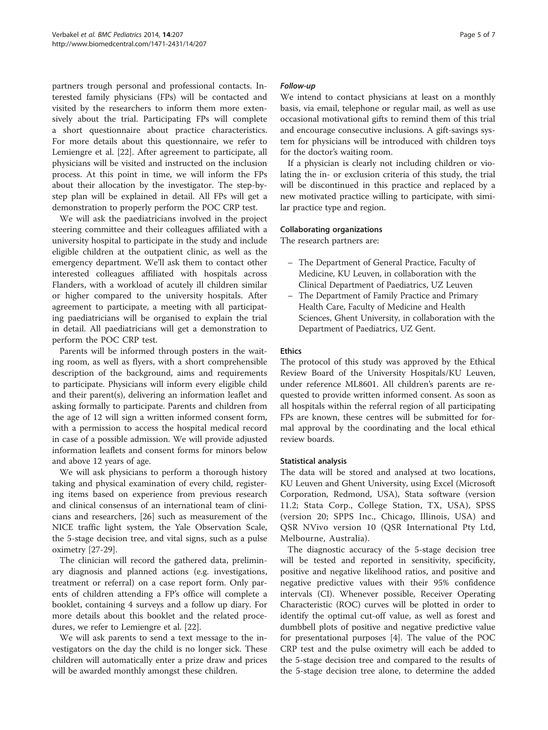partners trough personal and professional contacts. Interested family physicians (FPs) will be contacted and visited by the researchers to inform them more extensively about the trial. Participating FPs will complete a short questionnaire about practice characteristics. For more details about this questionnaire, we refer to Lemiengre et al. [22]. After agreement to participate, all physicians will be visited and instructed on the inclusion process. At this point in time, we will inform the FPs about their allocation by the investigator. The step-by-step plan will be explained in detail. All FPs will get a demonstration to properly perform the POC CRP test.

We will ask the paediatricians involved in the project steering committee and their colleagues affiliated with a university hospital to participate in the study and include eligible children at the outpatient clinic, as well as the emergency department. We'll ask them to contact other interested colleagues affiliated with hospitals across Flanders, with a workload of acutely ill children similar or higher compared to the university hospitals. After agreement to participate, a meeting with all participating paediatricians will be organised to explain the trial in detail. All paediatricians will get a demonstration to perform the POC CRP test.

Parents will be informed through posters in the waiting room, as well as flyers, with a short comprehensible description of the background, aims and requirements to participate. Physicians will inform every eligible child and their parent(s), delivering an information leaflet and asking formally to participate. Parents and children from the age of 12 will sign a written informed consent form, with a permission to access the hospital medical record in case of a possible admission. We will provide adjusted information leaflets and consent forms for minors below and above 12 years of age.

We will ask physicians to perform a thorough history taking and physical examination of every child, registering items based on experience from previous research and clinical consensus of an international team of clinicians and researchers, [26] such as measurement of the NICE traffic light system, the Yale Observation Scale, the 5-stage decision tree, and vital signs, such as a pulse oximetry [27-29].

The clinician will record the gathered data, preliminary diagnosis and planned actions (e.g. investigations, treatment or referral) on a case report form. Only parents of children attending a FP's office will complete a booklet, containing 4 surveys and a follow up diary. For more details about this booklet and the related procedures, we refer to Lemiengre et al. [22].

We will ask parents to send a text message to the investigators on the day the child is no longer sick. These children will automatically enter a prize draw and prices will be awarded monthly amongst these children.

#### *Follow-up*

We intend to contact physicians at least on a monthly basis, via email, telephone or regular mail, as well as use occasional motivational gifts to remind them of this trial and encourage consecutive inclusions. A gift-savings system for physicians will be introduced with children toys for the doctor's waiting room.

If a physician is clearly not including children or violating the in- or exclusion criteria of this study, the trial will be discontinued in this practice and replaced by a new motivated practice willing to participate, with similar practice type and region.

### Collaborating organizations

The research partners are:

- The Department of General Practice, Faculty of Medicine, KU Leuven, in collaboration with the Clinical Department of Paediatrics, UZ Leuven
- The Department of Family Practice and Primary Health Care, Faculty of Medicine and Health Sciences, Ghent University, in collaboration with the Department of Paediatrics, UZ Gent.

### Ethics

The protocol of this study was approved by the Ethical Review Board of the University Hospitals/KU Leuven, under reference ML8601. All children's parents are requested to provide written informed consent. As soon as all hospitals within the referral region of all participating FPs are known, these centres will be submitted for formal approval by the coordinating and the local ethical review boards.

### Statistical analysis

The data will be stored and analysed at two locations, KU Leuven and Ghent University, using Excel (Microsoft Corporation, Redmond, USA), Stata software (version 11.2; Stata Corp., College Station, TX, USA), SPSS (version 20; SPPS Inc., Chicago, Illinois, USA) and QSR NVivo version 10 (QSR International Pty Ltd, Melbourne, Australia).

The diagnostic accuracy of the 5-stage decision tree will be tested and reported in sensitivity, specificity, positive and negative likelihood ratios, and positive and negative predictive values with their 95% confidence intervals (CI). Whenever possible, Receiver Operating Characteristic (ROC) curves will be plotted in order to identify the optimal cut-off value, as well as forest and dumbbell plots of positive and negative predictive value for presentational purposes [4]. The value of the POC CRP test and the pulse oximetry will each be added to the 5-stage decision tree and compared to the results of the 5-stage decision tree alone, to determine the added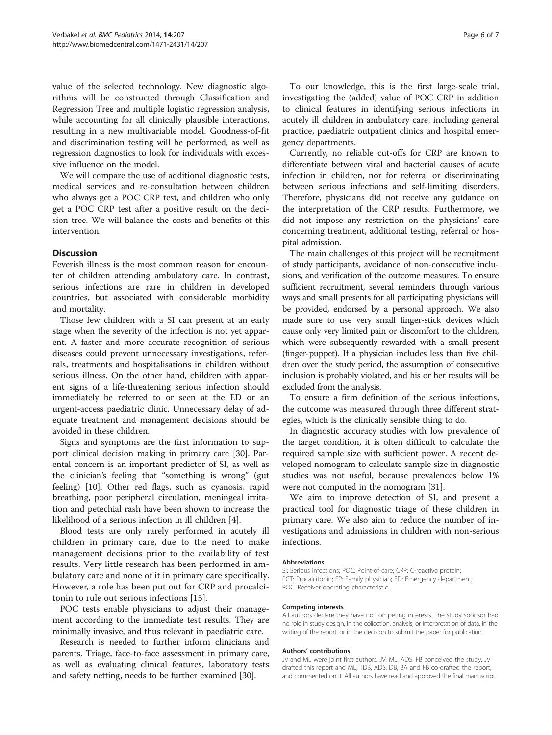value of the selected technology. New diagnostic algorithms will be constructed through Classification and Regression Tree and multiple logistic regression analysis, while accounting for all clinically plausible interactions, resulting in a new multivariable model. Goodness-of-fit and discrimination testing will be performed, as well as regression diagnostics to look for individuals with excessive influence on the model.

We will compare the use of additional diagnostic tests, medical services and re-consultation between children who always get a POC CRP test, and children who only get a POC CRP test after a positive result on the decision tree. We will balance the costs and benefits of this intervention.

## Discussion

Feverish illness is the most common reason for encounter of children attending ambulatory care. In contrast, serious infections are rare in children in developed countries, but associated with considerable morbidity and mortality.

Those few children with a SI can present at an early stage when the severity of the infection is not yet apparent. A faster and more accurate recognition of serious diseases could prevent unnecessary investigations, referrals, treatments and hospitalisations in children without serious illness. On the other hand, children with apparent signs of a life-threatening serious infection should immediately be referred to or seen at the ED or an urgent-access paediatric clinic. Unnecessary delay of adequate treatment and management decisions should be avoided in these children.

Signs and symptoms are the first information to support clinical decision making in primary care [30]. Parental concern is an important predictor of SI, as well as the clinician's feeling that "something is wrong" (gut feeling) [10]. Other red flags, such as cyanosis, rapid breathing, poor peripheral circulation, meningeal irritation and petechial rash have been shown to increase the likelihood of a serious infection in ill children [4].

Blood tests are only rarely performed in acutely ill children in primary care, due to the need to make management decisions prior to the availability of test results. Very little research has been performed in ambulatory care and none of it in primary care specifically. However, a role has been put out for CRP and procalcitonin to rule out serious infections [15].

POC tests enable physicians to adjust their management according to the immediate test results. They are minimally invasive, and thus relevant in paediatric care.

Research is needed to further inform clinicians and parents. Triage, face-to-face assessment in primary care, as well as evaluating clinical features, laboratory tests and safety netting, needs to be further examined [30].

To our knowledge, this is the first large-scale trial, investigating the (added) value of POC CRP in addition to clinical features in identifying serious infections in acutely ill children in ambulatory care, including general practice, paediatric outpatient clinics and hospital emergency departments.

Currently, no reliable cut-offs for CRP are known to differentiate between viral and bacterial causes of acute infection in children, nor for referral or discriminating between serious infections and self-limiting disorders. Therefore, physicians did not receive any guidance on the interpretation of the CRP results. Furthermore, we did not impose any restriction on the physicians' care concerning treatment, additional testing, referral or hospital admission.

The main challenges of this project will be recruitment of study participants, avoidance of non-consecutive inclusions, and verification of the outcome measures. To ensure sufficient recruitment, several reminders through various ways and small presents for all participating physicians will be provided, endorsed by a personal approach. We also made sure to use very small finger-stick devices which cause only very limited pain or discomfort to the children, which were subsequently rewarded with a small present (finger-puppet). If a physician includes less than five children over the study period, the assumption of consecutive inclusion is probably violated, and his or her results will be excluded from the analysis.

To ensure a firm definition of the serious infections, the outcome was measured through three different strategies, which is the clinically sensible thing to do.

In diagnostic accuracy studies with low prevalence of the target condition, it is often difficult to calculate the required sample size with sufficient power. A recent developed nomogram to calculate sample size in diagnostic studies was not useful, because prevalences below 1% were not computed in the nomogram [31].

We aim to improve detection of SI, and present a practical tool for diagnostic triage of these children in primary care. We also aim to reduce the number of investigations and admissions in children with non-serious infections.

#### Abbreviations

SI: Serious infections; POC: Point-of-care; CRP: C-reactive protein; PCT: Procalcitonin; FP: Family physician; ED: Emergency department; ROC: Receiver operating characteristic.

#### Competing interests

All authors declare they have no competing interests. The study sponsor had no role in study design, in the collection, analysis, or interpretation of data, in the writing of the report, or in the decision to submit the paper for publication.

#### Authors' contributions

JV and ML were joint first authors. JV, ML, ADS, FB conceived the study. JV drafted this report and ML, TDB, ADS, DB, BA and FB co-drafted the report, and commented on it. All authors have read and approved the final manuscript.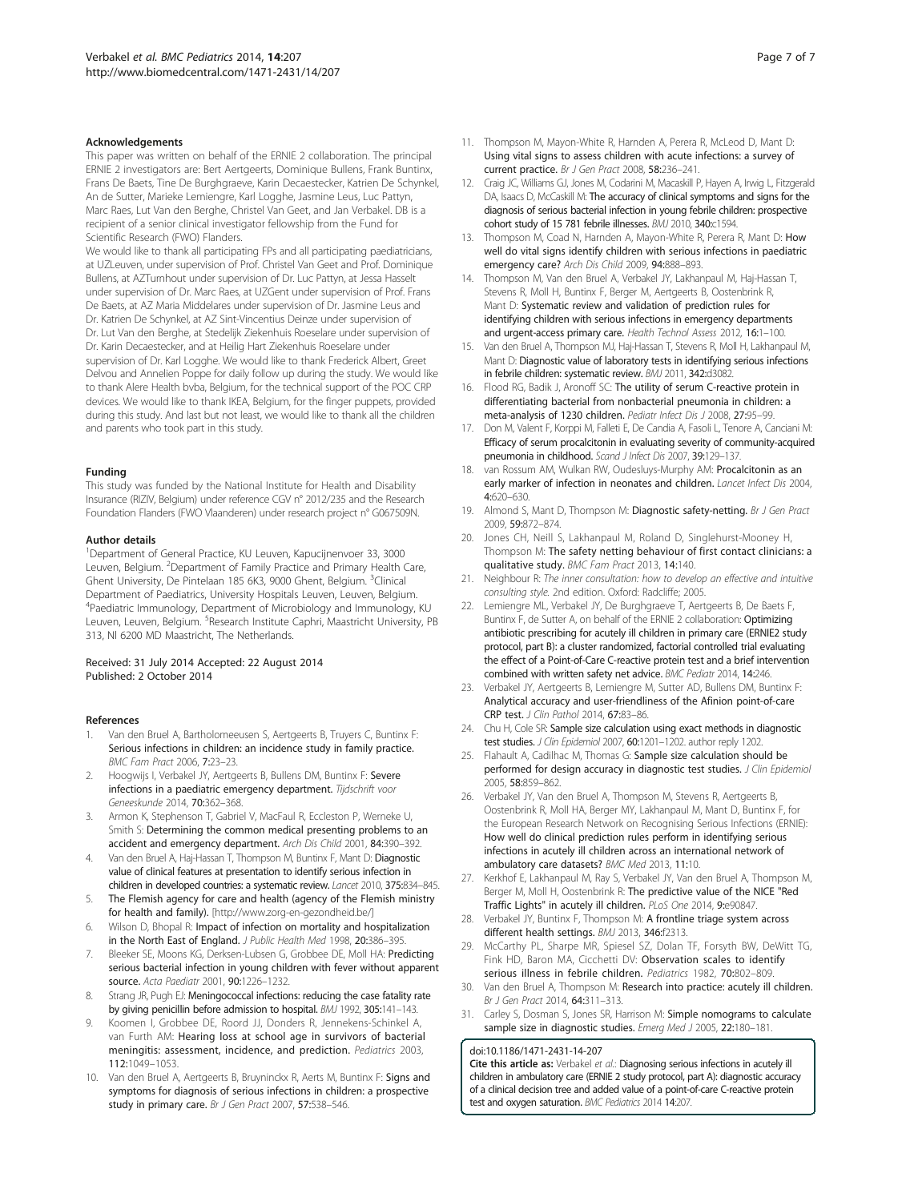### Acknowledgements

This paper was written on behalf of the ERNIE 2 collaboration. The principal ERNIE 2 investigators are: Bert Aertgeerts, Dominique Bullens, Frank Buntinx, Frans De Baets, Tine De Burghgraeve, Karin Decaestecker, Katrien De Schynkel, An de Sutter, Marieke Lemiengre, Karl Logghe, Jasmine Leus, Luc Pattyn, Marc Raes, Lut Van den Berghe, Christel Van Geet, and Jan Verbakel. DB is a recipient of a senior clinical investigator fellowship from the Fund for Scientific Research (FWO) Flanders.

We would like to thank all participating FPs and all participating paediatricians, at UZLeuven, under supervision of Prof. Christel Van Geet and Prof. Dominique Bullens, at AZTurnhout under supervision of Dr. Luc Pattyn, at Jessa Hasselt under supervision of Dr. Marc Raes, at UZGent under supervision of Prof. Frans De Baets, at AZ Maria Middelares under supervision of Dr. Jasmine Leus and Dr. Katrien De Schynkel, at AZ Sint-Vincentius Deinze under supervision of Dr. Lut Van den Berghe, at Stedelijk Ziekenhuis Roeselare under supervision of Dr. Karin Decaestecker, and at Heilig Hart Ziekenhuis Roeselare under supervision of Dr. Karl Logghe. We would like to thank Frederick Albert, Greet Delvou and Annelien Poppe for daily follow up during the study. We would like to thank Alere Health bvba, Belgium, for the technical support of the POC CRP devices. We would like to thank IKEA, Belgium, for the finger puppets, provided during this study. And last but not least, we would like to thank all the children and parents who took part in this study.

### Funding

This study was funded by the National Institute for Health and Disability Insurance (RIZIV, Belgium) under reference CGV n° 2012/235 and the Research Foundation Flanders (FWO Vlaanderen) under research project n° G067509N.

### Author details

[1]Department of General Practice, KU Leuven, Kapucijnenvoer 33, 3000 Leuven, Belgium. [2]Department of Family Practice and Primary Health Care, Ghent University, De Pintelaan 185 6K3, 9000 Ghent, Belgium. [3]Clinical Department of Paediatrics, University Hospitals Leuven, Leuven, Belgium. [4]Paediatric Immunology, Department of Microbiology and Immunology, KU Leuven, Leuven, Belgium. [5]Research Institute Caphri, Maastricht University, PB 313, NI 6200 MD Maastricht, The Netherlands.

Received: 31 July 2014 Accepted: 22 August 2014
Published: 2 October 2014

### References

1. Van den Bruel A, Bartholomeeusen S, Aertgeerts B, Truyers C, Buntinx F: **Serious infections in children: an incidence study in family practice.** *BMC Fam Pract* 2006, 7:23–23.
2. Hoogwijs I, Verbakel JY, Aertgeerts B, Bullens DM, Buntinx F: **Severe infections in a paediatric emergency department.** *Tijdschrift voor Geneeskunde* 2014, 70:362–368.
3. Armon K, Stephenson T, Gabriel V, MacFaul R, Eccleston P, Werneke U, Smith S: **Determining the common medical presenting problems to an accident and emergency department.** *Arch Dis Child* 2001, 84:390–392.
4. Van den Bruel A, Haj-Hassan T, Thompson M, Buntinx F, Mant D: **Diagnostic value of clinical features at presentation to identify serious infection in children in developed countries: a systematic review.** *Lancet* 2010, 375:834–845.
5. **The Flemish agency for care and health (agency of the Flemish ministry for health and family).** [http://www.zorg-en-gezondheid.be/]
6. Wilson D, Bhopal R: **Impact of infection on mortality and hospitalization in the North East of England.** *J Public Health Med* 1998, 20:386–395.
7. Bleeker SE, Moons KG, Derksen-Lubsen G, Grobbee DE, Moll HA: **Predicting serious bacterial infection in young children with fever without apparent source.** *Acta Paediatr* 2001, 90:1226–1232.
8. Strang JR, Pugh EJ: **Meningococcal infections: reducing the case fatality rate by giving penicillin before admission to hospital.** *BMJ* 1992, 305:141–143.
9. Koomen I, Grobbee DE, Roord JJ, Donders R, Jennekens-Schinkel A, van Furth AM: **Hearing loss at school age in survivors of bacterial meningitis: assessment, incidence, and prediction.** *Pediatrics* 2003, 112:1049–1053.
10. Van den Bruel A, Aertgeerts B, Bruyninckx R, Aerts M, Buntinx F: **Signs and symptoms for diagnosis of serious infections in children: a prospective study in primary care.** *Br J Gen Pract* 2007, 57:538–546.
11. Thompson M, Mayon-White R, Harnden A, Perera R, McLeod D, Mant D: **Using vital signs to assess children with acute infections: a survey of current practice.** *Br J Gen Pract* 2008, 58:236–241.
12. Craig JC, Williams GJ, Jones M, Codarini M, Macaskill P, Hayen A, Irwig L, Fitzgerald DA, Isaacs D, McCaskill M: **The accuracy of clinical symptoms and signs for the diagnosis of serious bacterial infection in young febrile children: prospective cohort study of 15 781 febrile illnesses.** *BMJ* 2010, 340:c1594.
13. Thompson M, Coad N, Harnden A, Mayon-White R, Perera R, Mant D: **How well do vital signs identify children with serious infections in paediatric emergency care?** *Arch Dis Child* 2009, 94:888–893.
14. Thompson M, Van den Bruel A, Verbakel JY, Lakhanpaul M, Haj-Hassan T, Stevens R, Moll H, Buntinx F, Berger M, Aertgeerts B, Oostenbrink R, Mant D: **Systematic review and validation of prediction rules for identifying children with serious infections in emergency departments and urgent-access primary care.** *Health Technol Assess* 2012, 16:1–100.
15. Van den Bruel A, Thompson MJ, Haj-Hassan T, Stevens R, Moll H, Lakhanpaul M, Mant D: **Diagnostic value of laboratory tests in identifying serious infections in febrile children: systematic review.** *BMJ* 2011, 342:d3082.
16. Flood RG, Badik J, Aronoff SC: **The utility of serum C-reactive protein in differentiating bacterial from nonbacterial pneumonia in children: a meta-analysis of 1230 children.** *Pediatr Infect Dis J* 2008, 27:95–99.
17. Don M, Valent F, Korppi M, Falleti E, De Candia A, Fasoli L, Tenore A, Canciani M: **Efficacy of serum procalcitonin in evaluating severity of community-acquired pneumonia in childhood.** *Scand J Infect Dis* 2007, 39:129–137.
18. van Rossum AM, Wulkan RW, Oudesluys-Murphy AM: **Procalcitonin as an early marker of infection in neonates and children.** *Lancet Infect Dis* 2004, 4:620–630.
19. Almond S, Mant D, Thompson M: **Diagnostic safety-netting.** *Br J Gen Pract* 2009, 59:872–874.
20. Jones CH, Neill S, Lakhanpaul M, Roland D, Singlehurst-Mooney H, Thompson M: **The safety netting behaviour of first contact clinicians: a qualitative study.** *BMC Fam Pract* 2013, 14:140.
21. Neighbour R: *The inner consultation: how to develop an effective and intuitive consulting style.* 2nd edition. Oxford: Radcliffe; 2005.
22. Lemiengre ML, Verbakel JY, De Burghgraeve T, Aertgeerts B, De Baets F, Buntinx F, de Sutter A, on behalf of the ERNIE 2 collaboration: **Optimizing antibiotic prescribing for acutely ill children in primary care (ERNIE2 study protocol, part B): a cluster randomized, factorial controlled trial evaluating the effect of a Point-of-Care C-reactive protein test and a brief intervention combined with written safety net advice.** *BMC Pediatr* 2014, 14:246.
23. Verbakel JY, Aertgeerts B, Lemiengre M, Sutter AD, Bullens DM, Buntinx F: **Analytical accuracy and user-friendliness of the Afinion point-of-care CRP test.** *J Clin Pathol* 2014, 67:83–86.
24. Chu H, Cole SR: **Sample size calculation using exact methods in diagnostic test studies.** *J Clin Epidemiol* 2007, 60:1201–1202. author reply 1202.
25. Flahault A, Cadilhac M, Thomas G: **Sample size calculation should be performed for design accuracy in diagnostic test studies.** *J Clin Epidemiol* 2005, 58:859–862.
26. Verbakel JY, Van den Bruel A, Thompson M, Stevens R, Aertgeerts B, Oostenbrink R, Moll HA, Berger MY, Lakhanpaul M, Mant D, Buntinx F, for the European Research Network on Recognising Serious Infections (ERNIE): **How well do clinical prediction rules perform in identifying serious infections in acutely ill children across an international network of ambulatory care datasets?** *BMC Med* 2013, 11:10.
27. Kerkhof E, Lakhanpaul M, Ray S, Verbakel JY, Van den Bruel A, Thompson M, Berger M, Moll H, Oostenbrink R: **The predictive value of the NICE "Red Traffic Lights" in acutely ill children.** *PLoS One* 2014, 9:e90847.
28. Verbakel JY, Buntinx F, Thompson M: **A frontline triage system across different health settings.** *BMJ* 2013, 346:f2313.
29. McCarthy PL, Sharpe MR, Spiesel SZ, Dolan TF, Forsyth BW, DeWitt TG, Fink HD, Baron MA, Cicchetti DV: **Observation scales to identify serious illness in febrile children.** *Pediatrics* 1982, 70:802–809.
30. Van den Bruel A, Thompson M: **Research into practice: acutely ill children.** *Br J Gen Pract* 2014, 64:311–313.
31. Carley S, Dosman S, Jones SR, Harrison M: **Simple nomograms to calculate sample size in diagnostic studies.** *Emerg Med J* 2005, 22:180–181.

doi:10.1186/1471-2431-14-207

**Cite this article as:** Verbakel *et al.*: Diagnosing serious infections in acutely ill children in ambulatory care (ERNIE 2 study protocol, part A): diagnostic accuracy of a clinical decision tree and added value of a point-of-care C-reactive protein test and oxygen saturation. *BMC Pediatrics* 2014 14:207.